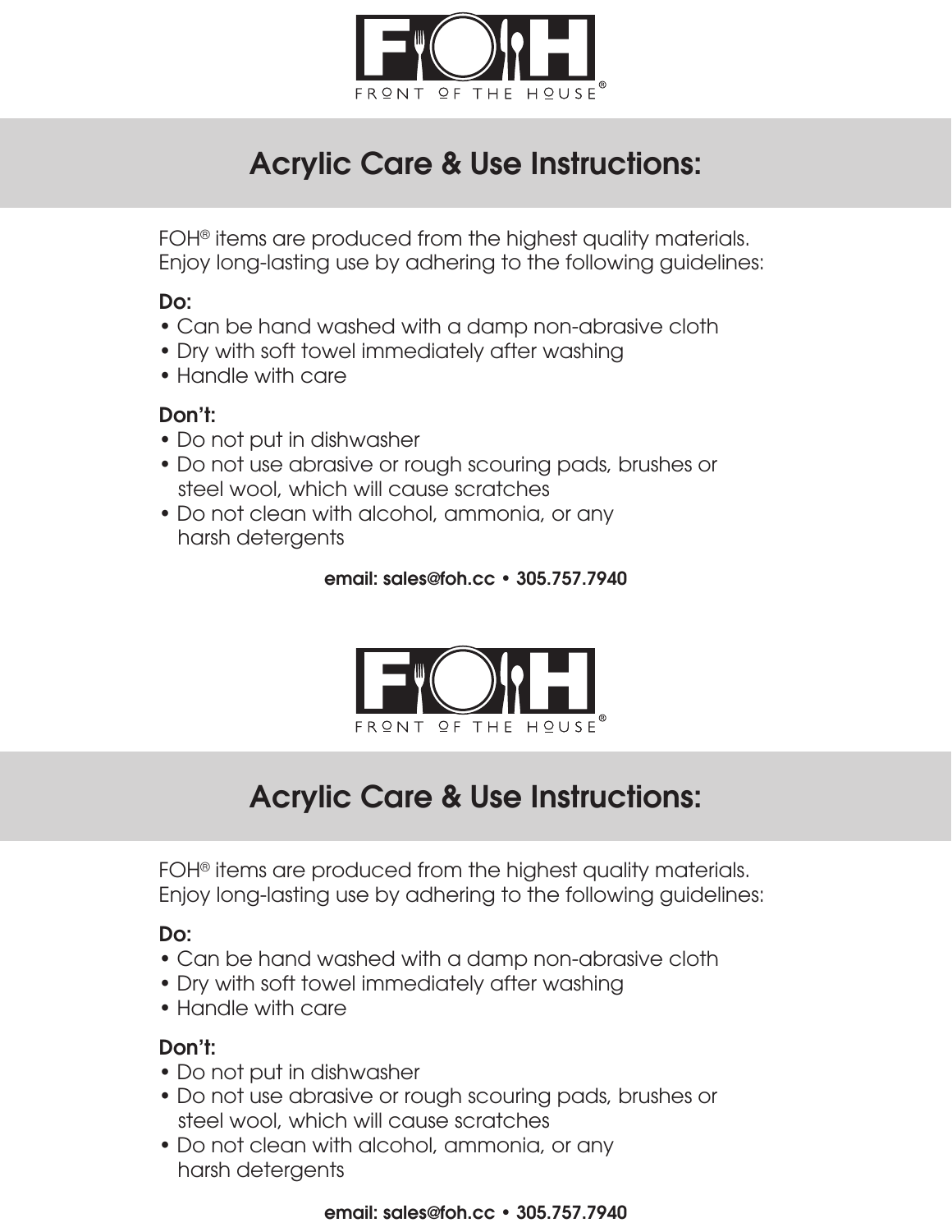FOH
FRONT OF THE HOUSE®

# Acrylic Care & Use Instructions:

FOH® items are produced from the highest quality materials. Enjoy long-lasting use by adhering to the following guidelines:

**Do:**
- Can be hand washed with a damp non-abrasive cloth
- Dry with soft towel immediately after washing
- Handle with care

**Don't:**
- Do not put in dishwasher
- Do not use abrasive or rough scouring pads, brushes or steel wool, which will cause scratches
- Do not clean with alcohol, ammonia, or any harsh detergents

**email: sales@foh.cc • 305.757.7940**

FOH
FRONT OF THE HOUSE®

# Acrylic Care & Use Instructions:

FOH® items are produced from the highest quality materials. Enjoy long-lasting use by adhering to the following guidelines:

**Do:**
- Can be hand washed with a damp non-abrasive cloth
- Dry with soft towel immediately after washing
- Handle with care

**Don't:**
- Do not put in dishwasher
- Do not use abrasive or rough scouring pads, brushes or steel wool, which will cause scratches
- Do not clean with alcohol, ammonia, or any harsh detergents

**email: sales@foh.cc • 305.757.7940**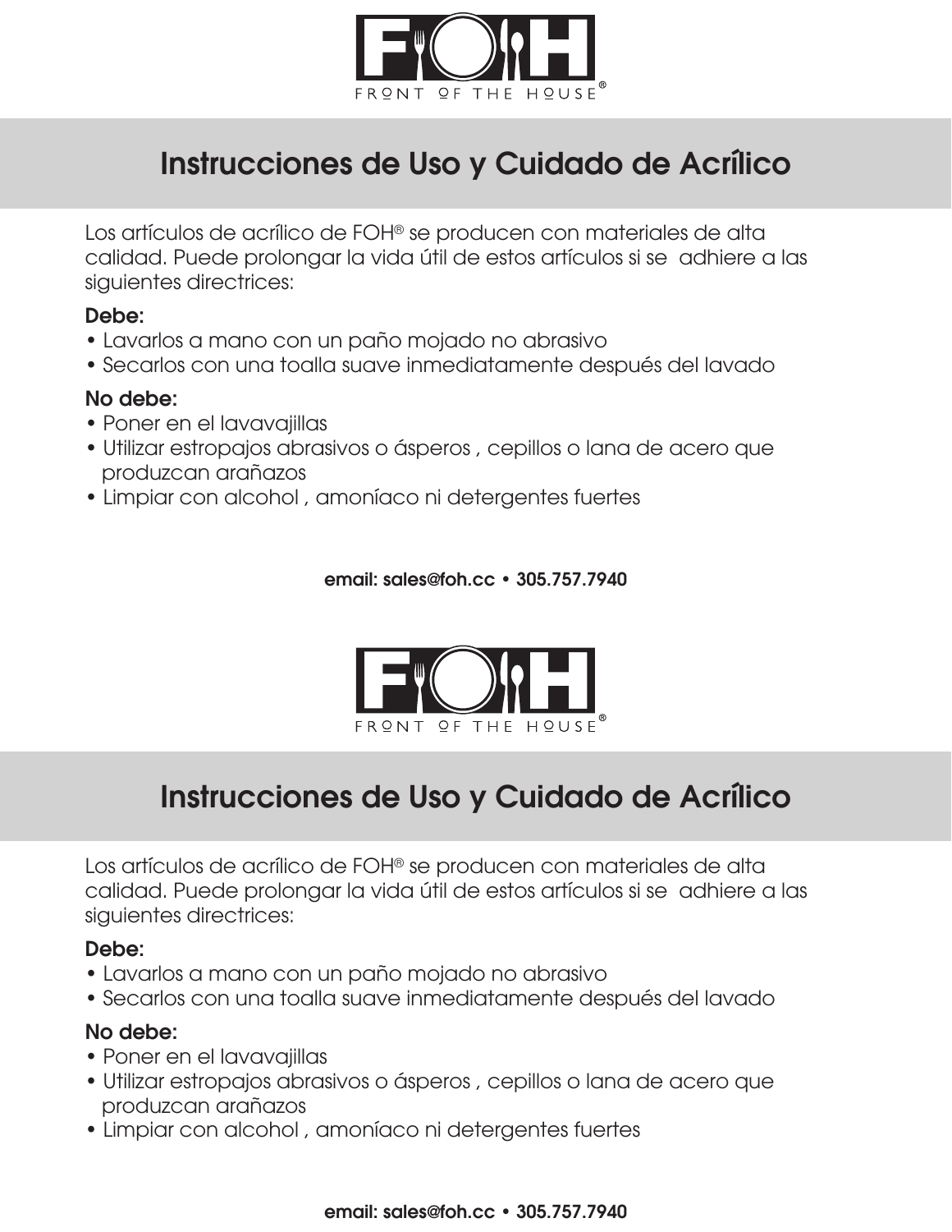FRONT OF THE HOUSE®

## Instrucciones de Uso y Cuidado de Acrílico

Los artículos de acrílico de FOH® se producen con materiales de alta calidad. Puede prolongar la vida útil de estos artículos si se adhiere a las siguientes directrices:

**Debe:**

- Lavarlos a mano con un paño mojado no abrasivo
- Secarlos con una toalla suave inmediatamente después del lavado

**No debe:**

- Poner en el lavavajillas
- Utilizar estropajos abrasivos o ásperos , cepillos o lana de acero que produzcan arañazos
- Limpiar con alcohol , amoníaco ni detergentes fuertes

**email: sales@foh.cc • 305.757.7940**

FRONT OF THE HOUSE®

## Instrucciones de Uso y Cuidado de Acrílico

Los artículos de acrílico de FOH® se producen con materiales de alta calidad. Puede prolongar la vida útil de estos artículos si se adhiere a las siguientes directrices:

**Debe:**

- Lavarlos a mano con un paño mojado no abrasivo
- Secarlos con una toalla suave inmediatamente después del lavado

**No debe:**

- Poner en el lavavajillas
- Utilizar estropajos abrasivos o ásperos , cepillos o lana de acero que produzcan arañazos
- Limpiar con alcohol , amoníaco ni detergentes fuertes

**email: sales@foh.cc • 305.757.7940**